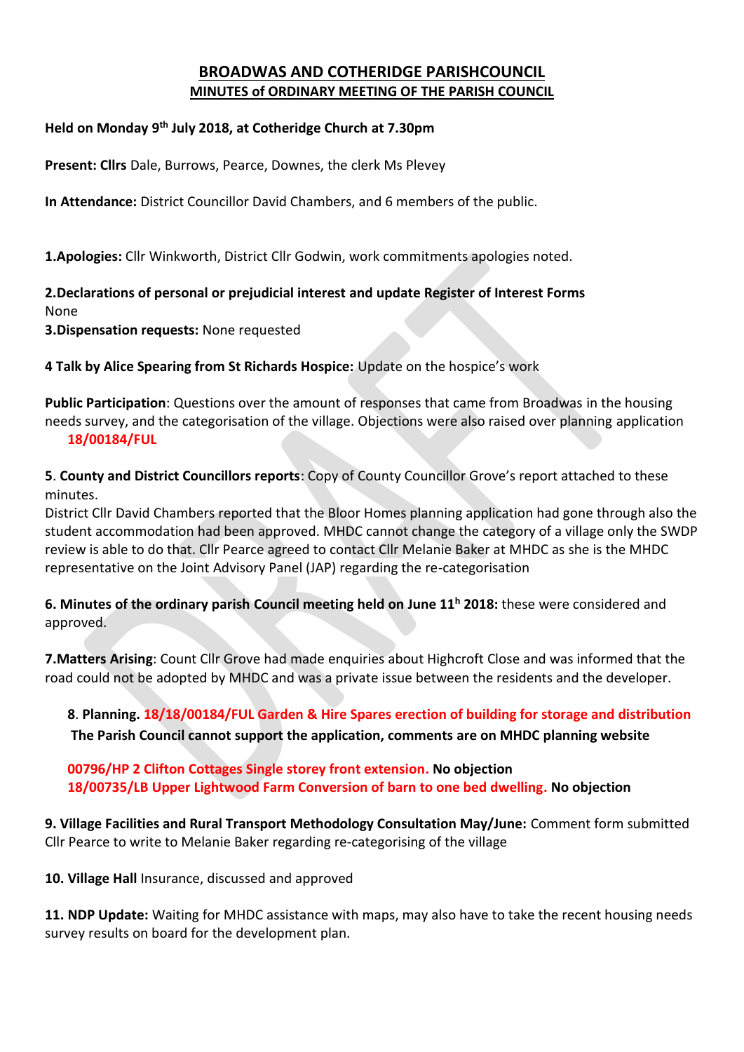# BROADWAS AND COTHERIDGE PARISHCOUNCIL

## MINUTES of ORDINARY MEETING OF THE PARISH COUNCIL

**Held on Monday 9th July 2018, at Cotheridge Church at 7.30pm**

**Present: Cllrs** Dale, Burrows, Pearce, Downes, the clerk Ms Plevey

**In Attendance:** District Councillor David Chambers, and 6 members of the public.

**1.Apologies:** Cllr Winkworth, District Cllr Godwin, work commitments apologies noted.

**2.Declarations of personal or prejudicial interest and update Register of Interest Forms**
None

**3.Dispensation requests:** None requested

**4 Talk by Alice Spearing from St Richards Hospice:** Update on the hospice's work

**Public Participation**: Questions over the amount of responses that came from Broadwas in the housing needs survey, and the categorisation of the village. Objections were also raised over planning application **18/00184/FUL**

**5**. **County and District Councillors reports**: Copy of County Councillor Grove's report attached to these minutes.
District Cllr David Chambers reported that the Bloor Homes planning application had gone through also the student accommodation had been approved. MHDC cannot change the category of a village only the SWDP review is able to do that. Cllr Pearce agreed to contact Cllr Melanie Baker at MHDC as she is the MHDC representative on the Joint Advisory Panel (JAP) regarding the re-categorisation

**6. Minutes of the ordinary parish Council meeting held on June 11h 2018:** these were considered and approved.

**7.Matters Arising**: Count Cllr Grove had made enquiries about Highcroft Close and was informed that the road could not be adopted by MHDC and was a private issue between the residents and the developer.

**8**. **Planning. 18/18/00184/FUL Garden & Hire Spares erection of building for storage and distribution**
**The Parish Council cannot support the application, comments are on MHDC planning website**

**00796/HP 2 Clifton Cottages Single storey front extension. No objection**
**18/00735/LB Upper Lightwood Farm Conversion of barn to one bed dwelling. No objection**

**9. Village Facilities and Rural Transport Methodology Consultation May/June:** Comment form submitted Cllr Pearce to write to Melanie Baker regarding re-categorising of the village

**10. Village Hall** Insurance, discussed and approved

**11. NDP Update:** Waiting for MHDC assistance with maps, may also have to take the recent housing needs survey results on board for the development plan.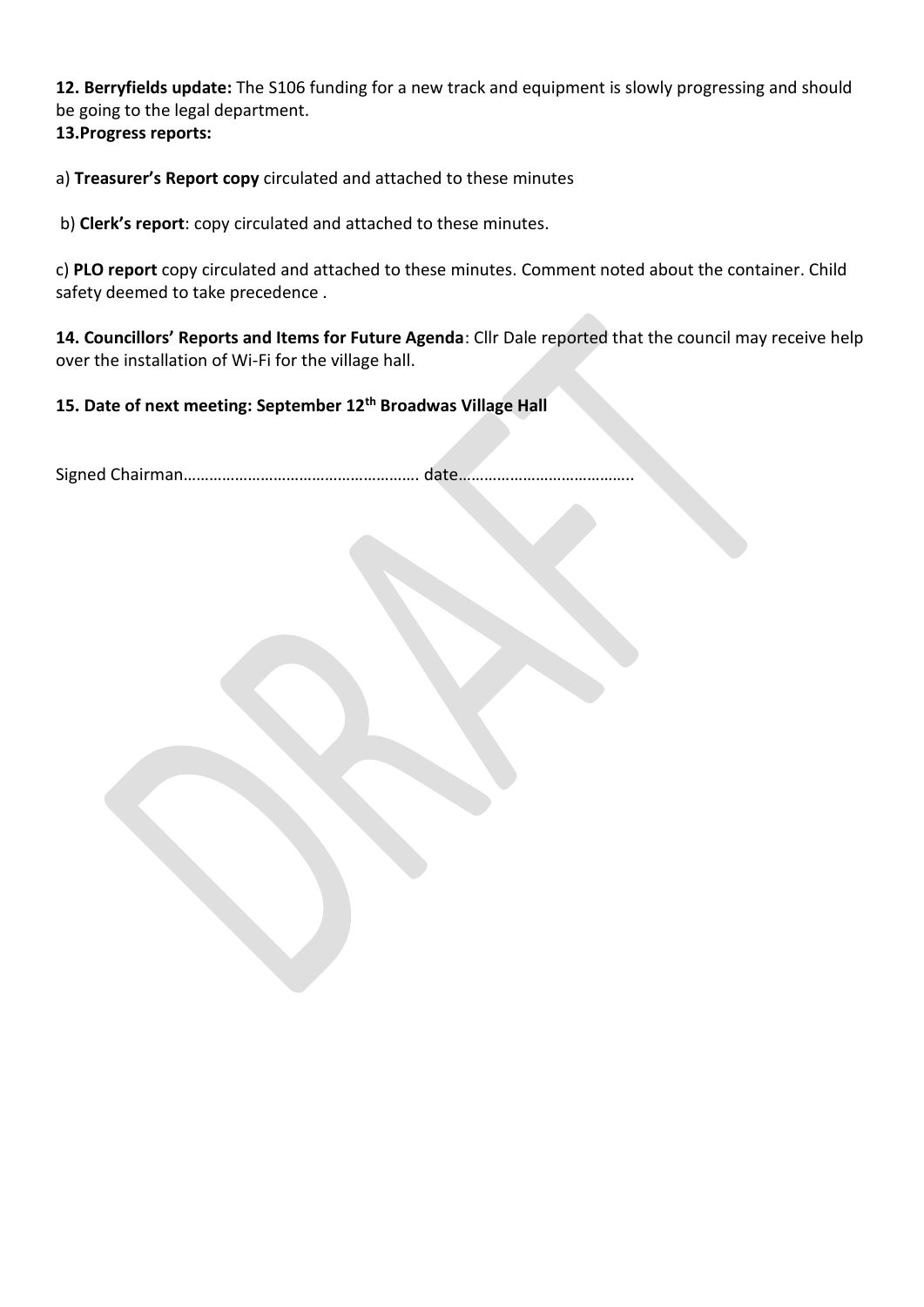**12. Berryfields update:** The S106 funding for a new track and equipment is slowly progressing and should be going to the legal department.

**13.Progress reports:**

a) **Treasurer's Report copy** circulated and attached to these minutes

b) **Clerk's report**: copy circulated and attached to these minutes.

c) **PLO report** copy circulated and attached to these minutes. Comment noted about the container. Child safety deemed to take precedence .

**14. Councillors' Reports and Items for Future Agenda**: Cllr Dale reported that the council may receive help over the installation of Wi-Fi for the village hall.

**15. Date of next meeting: September 12th Broadwas Village Hall**

Signed Chairman……………………………………………… date…………………………………..